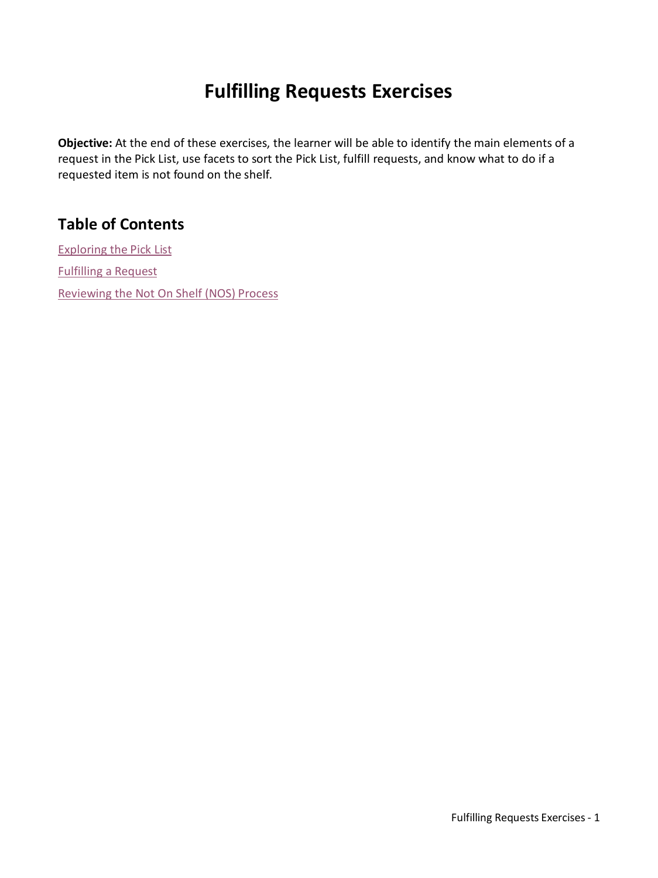# Fulfilling Requests Exercises

**Objective:** At the end of these exercises, the learner will be able to identify the main elements of a request in the Pick List, use facets to sort the Pick List, fulfill requests, and know what to do if a requested item is not found on the shelf.

## Table of Contents

Exploring the Pick List

Fulfilling a Request

Reviewing the Not On Shelf (NOS) Process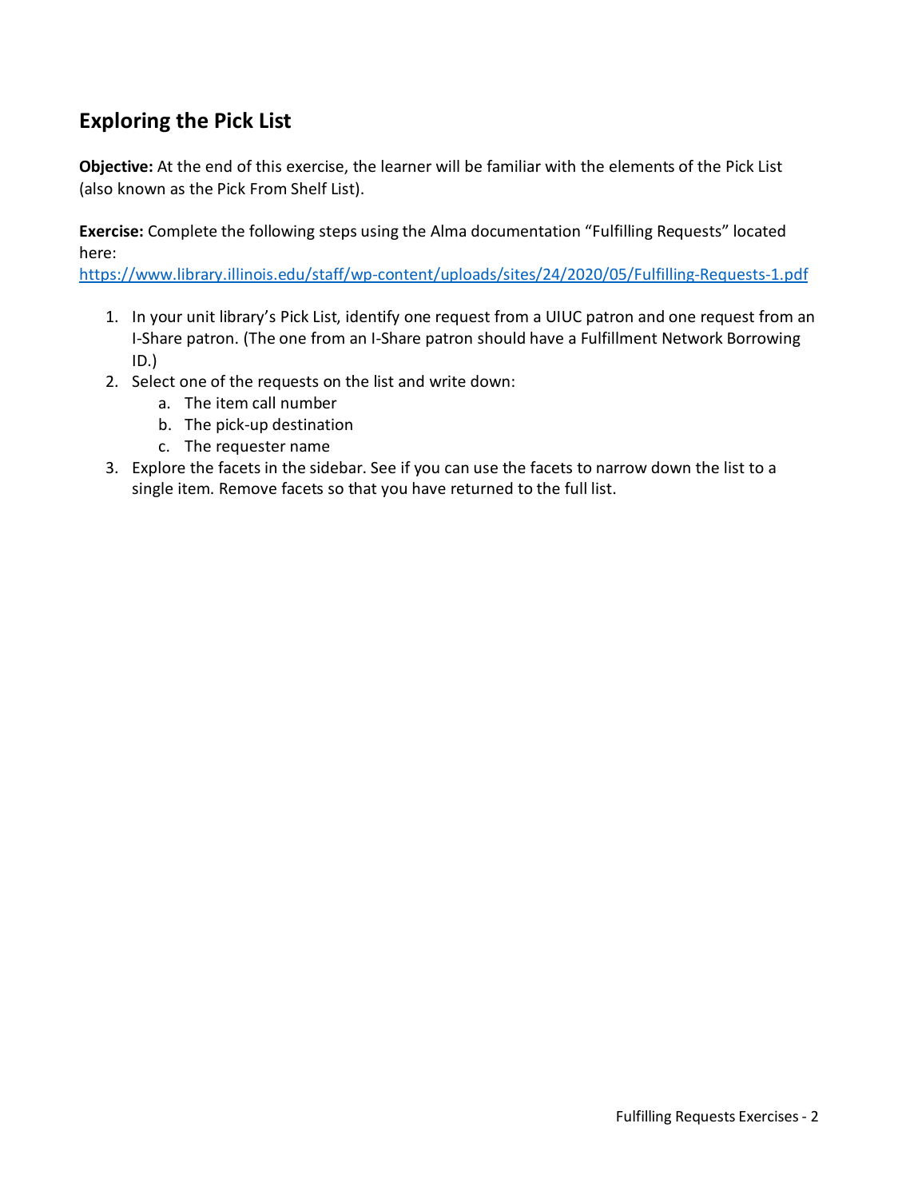## Exploring the Pick List

**Objective:** At the end of this exercise, the learner will be familiar with the elements of the Pick List (also known as the Pick From Shelf List).

**Exercise:** Complete the following steps using the Alma documentation "Fulfilling Requests" located here:
https://www.library.illinois.edu/staff/wp-content/uploads/sites/24/2020/05/Fulfilling-Requests-1.pdf

1. In your unit library's Pick List, identify one request from a UIUC patron and one request from an I-Share patron. (The one from an I-Share patron should have a Fulfillment Network Borrowing ID.)
2. Select one of the requests on the list and write down:
   a. The item call number
   b. The pick-up destination
   c. The requester name
3. Explore the facets in the sidebar. See if you can use the facets to narrow down the list to a single item. Remove facets so that you have returned to the full list.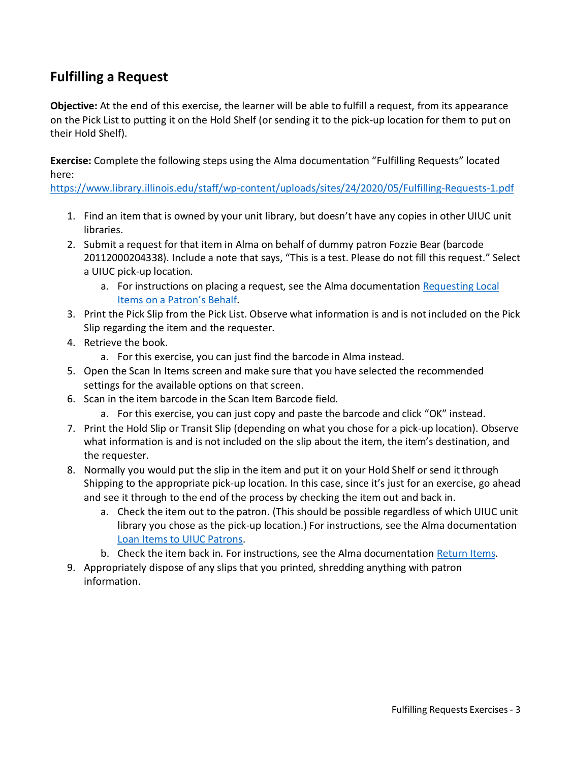## Fulfilling a Request

**Objective:** At the end of this exercise, the learner will be able to fulfill a request, from its appearance on the Pick List to putting it on the Hold Shelf (or sending it to the pick-up location for them to put on their Hold Shelf).

**Exercise:** Complete the following steps using the Alma documentation "Fulfilling Requests" located here:
[https://www.library.illinois.edu/staff/wp-content/uploads/sites/24/2020/05/Fulfilling-Requests-1.pdf](https://www.library.illinois.edu/staff/wp-content/uploads/sites/24/2020/05/Fulfilling-Requests-1.pdf)

1. Find an item that is owned by your unit library, but doesn't have any copies in other UIUC unit libraries.
2. Submit a request for that item in Alma on behalf of dummy patron Fozzie Bear (barcode 20112000204338). Include a note that says, "This is a test. Please do not fill this request." Select a UIUC pick-up location.
    a. For instructions on placing a request, see the Alma documentation [Requesting Local Items on a Patron's Behalf](#).
3. Print the Pick Slip from the Pick List. Observe what information is and is not included on the Pick Slip regarding the item and the requester.
4. Retrieve the book.
    a. For this exercise, you can just find the barcode in Alma instead.
5. Open the Scan In Items screen and make sure that you have selected the recommended settings for the available options on that screen.
6. Scan in the item barcode in the Scan Item Barcode field.
    a. For this exercise, you can just copy and paste the barcode and click "OK" instead.
7. Print the Hold Slip or Transit Slip (depending on what you chose for a pick-up location). Observe what information is and is not included on the slip about the item, the item's destination, and the requester.
8. Normally you would put the slip in the item and put it on your Hold Shelf or send it through Shipping to the appropriate pick-up location. In this case, since it's just for an exercise, go ahead and see it through to the end of the process by checking the item out and back in.
    a. Check the item out to the patron. (This should be possible regardless of which UIUC unit library you chose as the pick-up location.) For instructions, see the Alma documentation [Loan Items to UIUC Patrons](#).
    b. Check the item back in. For instructions, see the Alma documentation [Return Items](#).
9. Appropriately dispose of any slips that you printed, shredding anything with patron information.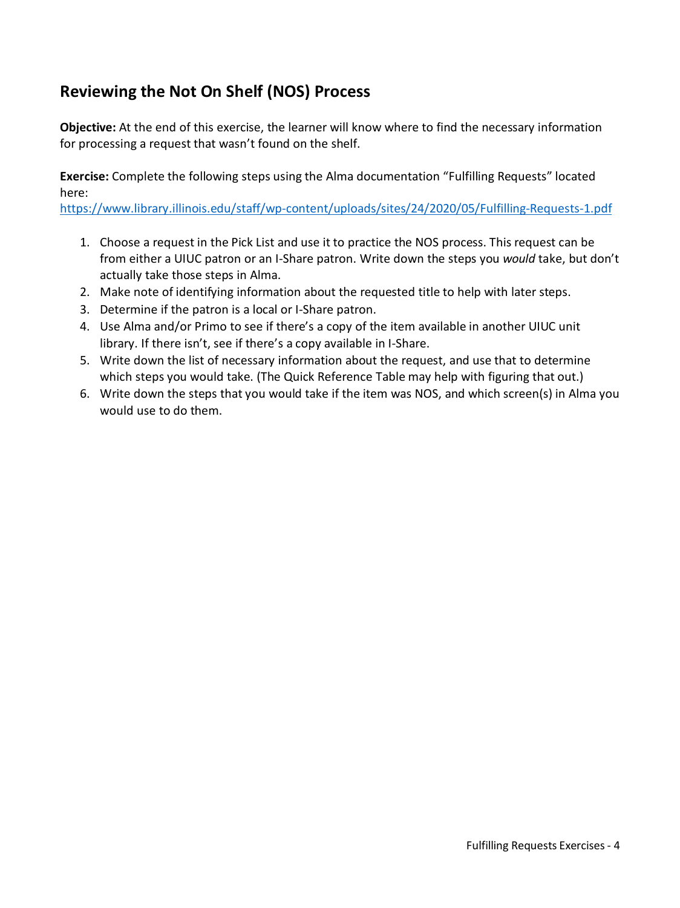## Reviewing the Not On Shelf (NOS) Process

**Objective:** At the end of this exercise, the learner will know where to find the necessary information for processing a request that wasn't found on the shelf.

**Exercise:** Complete the following steps using the Alma documentation "Fulfilling Requests" located here:
https://www.library.illinois.edu/staff/wp-content/uploads/sites/24/2020/05/Fulfilling-Requests-1.pdf

1. Choose a request in the Pick List and use it to practice the NOS process. This request can be from either a UIUC patron or an I-Share patron. Write down the steps you *would* take, but don't actually take those steps in Alma.
2. Make note of identifying information about the requested title to help with later steps.
3. Determine if the patron is a local or I-Share patron.
4. Use Alma and/or Primo to see if there's a copy of the item available in another UIUC unit library. If there isn't, see if there's a copy available in I-Share.
5. Write down the list of necessary information about the request, and use that to determine which steps you would take. (The Quick Reference Table may help with figuring that out.)
6. Write down the steps that you would take if the item was NOS, and which screen(s) in Alma you would use to do them.